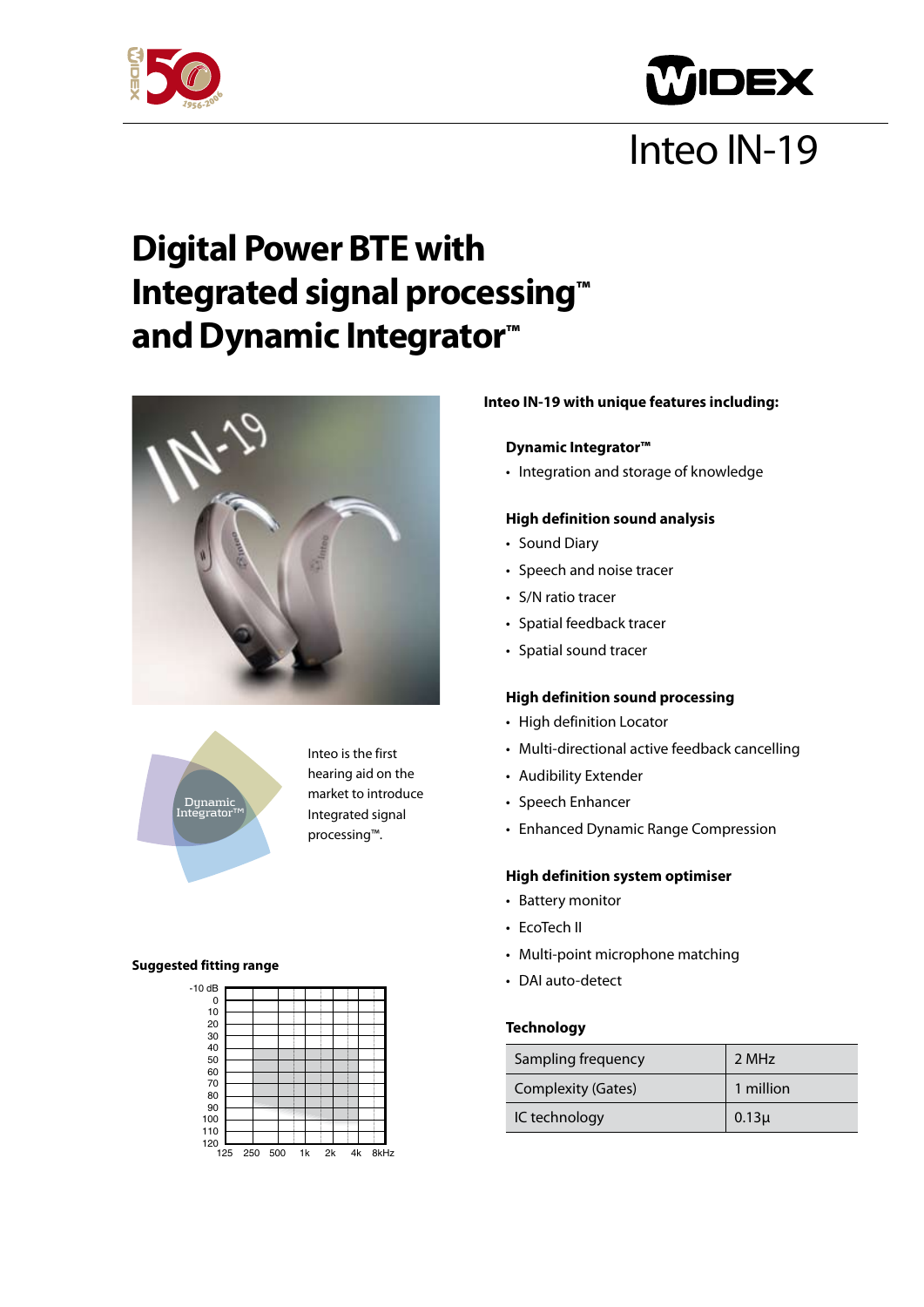# Inteo IN-19

# Digital Power BTE with Integrated signal processing™ and Dynamic Integrator™

Inteo is the first hearing aid on the market to introduce Integrated signal processing™.

**Suggested fitting range**

**Inteo IN-19 with unique features including:**

### Dynamic Integrator™

- Integration and storage of knowledge

### High definition sound analysis

- Sound Diary
- Speech and noise tracer
- S/N ratio tracer
- Spatial feedback tracer
- Spatial sound tracer

### High definition sound processing

- High definition Locator
- Multi-directional active feedback cancelling
- Audibility Extender
- Speech Enhancer
- Enhanced Dynamic Range Compression

### High definition system optimiser

- Battery monitor
- EcoTech II
- Multi-point microphone matching
- DAI auto-detect

### Technology

| | |
|---|---|
| Sampling frequency | 2 MHz |
| Complexity (Gates) | 1 million |
| IC technology | 0.13µ |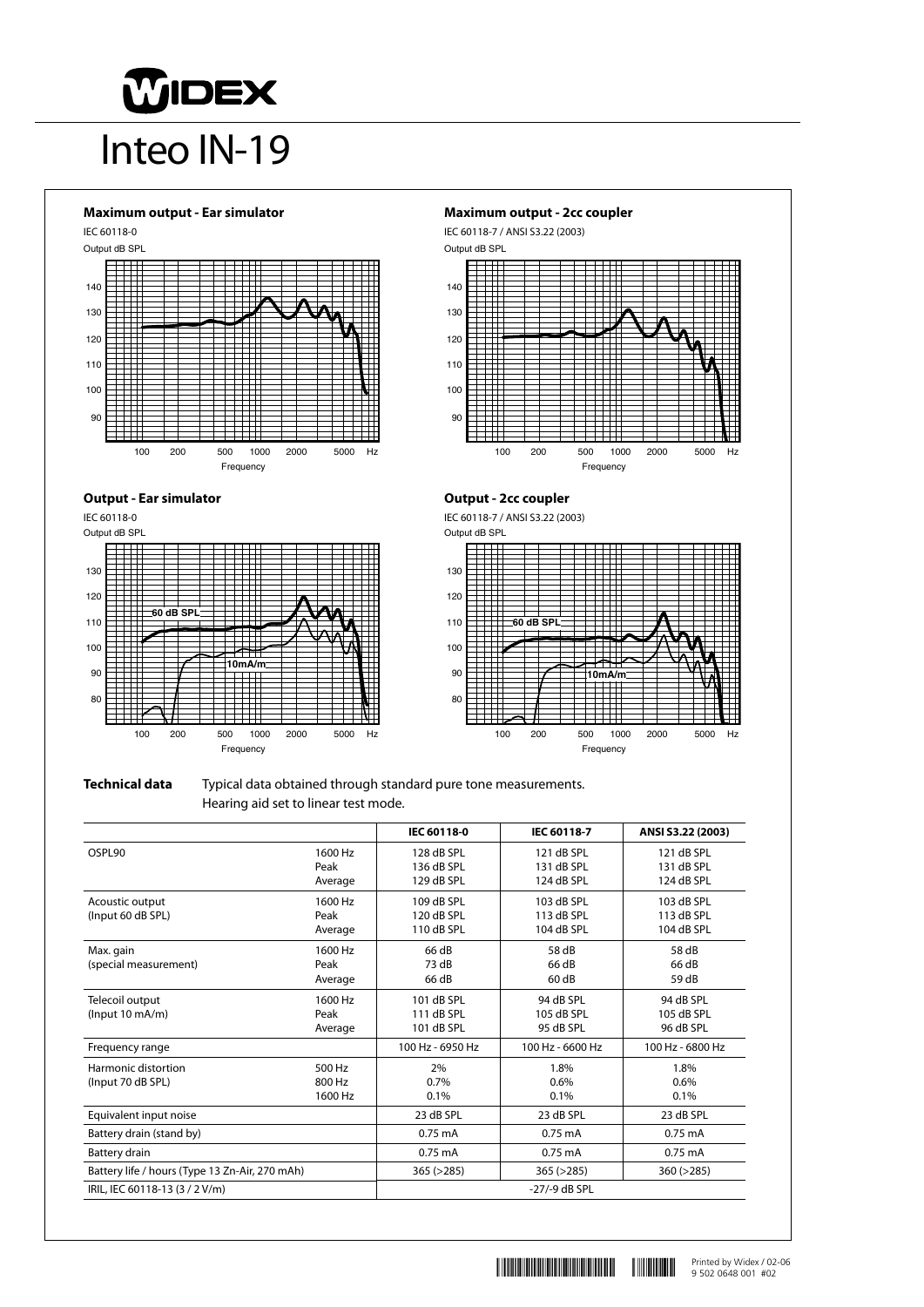# Inteo IN-19

**Maximum output - Ear simulator**

IEC 60118-0

Output dB SPL

140
130
120
110
100
90

100 200 500 1000 2000 5000 Hz

Frequency

**Maximum output - 2cc coupler**

IEC 60118-7 / ANSI S3.22 (2003)

Output dB SPL

140
130
120
110
100
90

100 200 500 1000 2000 5000 Hz

Frequency

**Output - Ear simulator**

IEC 60118-0

Output dB SPL

130
120
110
100
90
80

60 dB SPL

10mA/m

100 200 500 1000 2000 5000 Hz

Frequency

**Output - 2cc coupler**

IEC 60118-7 / ANSI S3.22 (2003)

Output dB SPL

130
120
110
100
90
80

60 dB SPL

10mA/m

100 200 500 1000 2000 5000 Hz

Frequency

**Technical data** Typical data obtained through standard pure tone measurements.
Hearing aid set to linear test mode.

| | | IEC 60118-0 | IEC 60118-7 | ANSI S3.22 (2003) |
|---|---|---|---|---|
| OSPL90 | 1600 Hz<br>Peak<br>Average | 128 dB SPL<br>136 dB SPL<br>129 dB SPL | 121 dB SPL<br>131 dB SPL<br>124 dB SPL | 121 dB SPL<br>131 dB SPL<br>124 dB SPL |
| Acoustic output<br>(Input 60 dB SPL) | 1600 Hz<br>Peak<br>Average | 109 dB SPL<br>120 dB SPL<br>110 dB SPL | 103 dB SPL<br>113 dB SPL<br>104 dB SPL | 103 dB SPL<br>113 dB SPL<br>104 dB SPL |
| Max. gain<br>(special measurement) | 1600 Hz<br>Peak<br>Average | 66 dB<br>73 dB<br>66 dB | 58 dB<br>66 dB<br>60 dB | 58 dB<br>66 dB<br>59 dB |
| Telecoil output<br>(Input 10 mA/m) | 1600 Hz<br>Peak<br>Average | 101 dB SPL<br>111 dB SPL<br>101 dB SPL | 94 dB SPL<br>105 dB SPL<br>95 dB SPL | 94 dB SPL<br>105 dB SPL<br>96 dB SPL |
| Frequency range | | 100 Hz - 6950 Hz | 100 Hz - 6600 Hz | 100 Hz - 6800 Hz |
| Harmonic distortion<br>(Input 70 dB SPL) | 500 Hz<br>800 Hz<br>1600 Hz | 2%<br>0.7%<br>0.1% | 1.8%<br>0.6%<br>0.1% | 1.8%<br>0.6%<br>0.1% |
| Equivalent input noise | | 23 dB SPL | 23 dB SPL | 23 dB SPL |
| Battery drain (stand by) | | 0.75 mA | 0.75 mA | 0.75 mA |
| Battery drain | | 0.75 mA | 0.75 mA | 0.75 mA |
| Battery life / hours (Type 13 Zn-Air, 270 mAh) | | 365 (>285) | 365 (>285) | 360 (>285) |
| IRIL, IEC 60118-13 (3 / 2 V/m) | | -27/-9 dB SPL | | |

Printed by Widex / 02-06
9 502 0648 001 #02